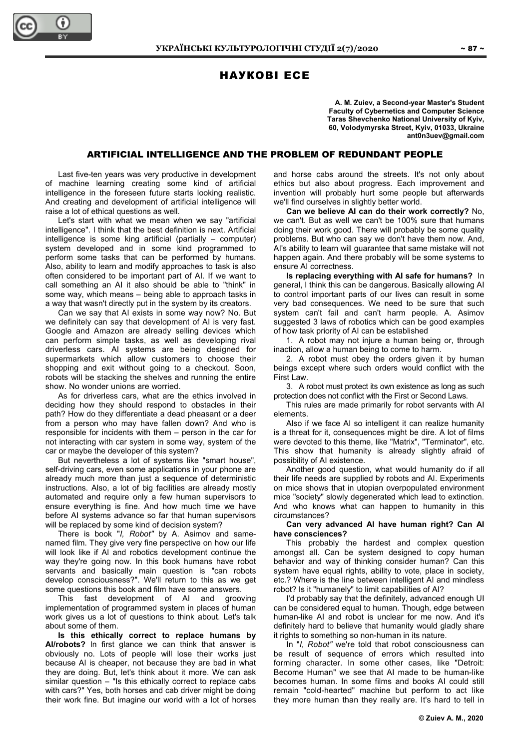# НАУКОВІ ЕСЕ

**A. M. Zuiev, a Second-year Master's Student**
**Faculty of Cybernetics and Computer Science**
**Taras Shevchenko National University of Kyiv,**
**60, Volodymyrska Street, Kyiv, 01033, Ukraine**
**ant0n3uev@gmail.com**

## ARTIFICIAL INTELLIGENCE AND THE PROBLEM OF REDUNDANT PEOPLE

Last five-ten years was very productive in development of machine learning creating some kind of artificial intelligence in the foreseen future starts looking realistic. And creating and development of artificial intelligence will raise a lot of ethical questions as well.

Let's start with what we mean when we say "artificial intelligence". I think that the best definition is next. Artificial intelligence is some king artificial (partially – computer) system developed and in some kind programmed to perform some tasks that can be performed by humans. Also, ability to learn and modify approaches to task is also often considered to be important part of AI. If we want to call something an AI it also should be able to "think" in some way, which means – being able to approach tasks in a way that wasn't directly put in the system by its creators.

Can we say that AI exists in some way now? No. But we definitely can say that development of AI is very fast. Google and Amazon are already selling devices which can perform simple tasks, as well as developing rival driverless cars. AI systems are being designed for supermarkets which allow customers to choose their shopping and exit without going to a checkout. Soon, robots will be stacking the shelves and running the entire show. No wonder unions are worried.

As for driverless cars, what are the ethics involved in deciding how they should respond to obstacles in their path? How do they differentiate a dead pheasant or a deer from a person who may have fallen down? And who is responsible for incidents with them – person in the car for not interacting with car system in some way, system of the car or maybe the developer of this system?

But nevertheless a lot of systems like "smart house", self-driving cars, even some applications in your phone are already much more than just a sequence of deterministic instructions. Also, a lot of big facilities are already mostly automated and require only a few human supervisors to ensure everything is fine. And how much time we have before AI systems advance so far that human supervisors will be replaced by some kind of decision system?

There is book "*I, Robot"* by A. Asimov and same-named film. They give very fine perspective on how our life will look like if AI and robotics development continue the way they're going now. In this book humans have robot servants and basically main question is "can robots develop consciousness?". We'll return to this as we get some questions this book and film have some answers.

This fast development of AI and grooving implementation of programmed system in places of human work gives us a lot of questions to think about. Let's talk about some of them.

**Is this ethically correct to replace humans by AI/robots?** In first glance we can think that answer is obviously no. Lots of people will lose their works just because AI is cheaper, not because they are bad in what they are doing. But, let's think about it more. We can ask similar question – "Is this ethically correct to replace cabs with cars?" Yes, both horses and cab driver might be doing their work fine. But imagine our world with a lot of horses and horse cabs around the streets. It's not only about ethics but also about progress. Each improvement and invention will probably hurt some people but afterwards we'll find ourselves in slightly better world.

**Can we believe AI can do their work correctly?** No, we can't. But as well we can't be 100% sure that humans doing their work good. There will probably be some quality problems. But who can say we don't have them now. And, AI's ability to learn will guarantee that same mistake will not happen again. And there probably will be some systems to ensure AI correctness.

**Is replacing everything with AI safe for humans?** In general, I think this can be dangerous. Basically allowing AI to control important parts of our lives can result in some very bad consequences. We need to be sure that such system can't fail and can't harm people. A. Asimov suggested 3 laws of robotics which can be good examples of how task priority of AI can be established

1. A robot may not injure a human being or, through inaction, allow a human being to come to harm.
2. A robot must obey the orders given it by human beings except where such orders would conflict with the First Law.
3. A robot must protect its own existence as long as such protection does not conflict with the First or Second Laws.

This rules are made primarily for robot servants with AI elements.

Also if we face AI so intelligent it can realize humanity is a threat for it, consequences might be dire. A lot of films were devoted to this theme, like "Matrix", "Terminator", etc. This show that humanity is already slightly afraid of possibility of AI existence.

Another good question, what would humanity do if all their life needs are supplied by robots and AI. Experiments on mice shows that in utopian overpopulated environment mice "society" slowly degenerated which lead to extinction. And who knows what can happen to humanity in this circumstances?

**Can very advanced AI have human right? Can AI have consciences?**

This probably the hardest and complex question amongst all. Can be system designed to copy human behavior and way of thinking consider human? Can this system have equal rights, ability to vote, place in society, etc.? Where is the line between intelligent AI and mindless robot? Is it "humanely" to limit capabilities of AI?

I'd probably say that the definitely, advanced enough UI can be considered equal to human. Though, edge between human-like AI and robot is unclear for me now. And it's definitely hard to believe that humanity would gladly share it rights to something so non-human in its nature.

In "*I, Robot"* we're told that robot consciousness can be result of sequence of errors which resulted into forming character. In some other cases, like "Detroit: Become Human" we see that AI made to be human-like becomes human. In some films and books AI could still remain "cold-hearted" machine but perform to act like they more human than they really are. It's hard to tell in

© Zuiev A. M., 2020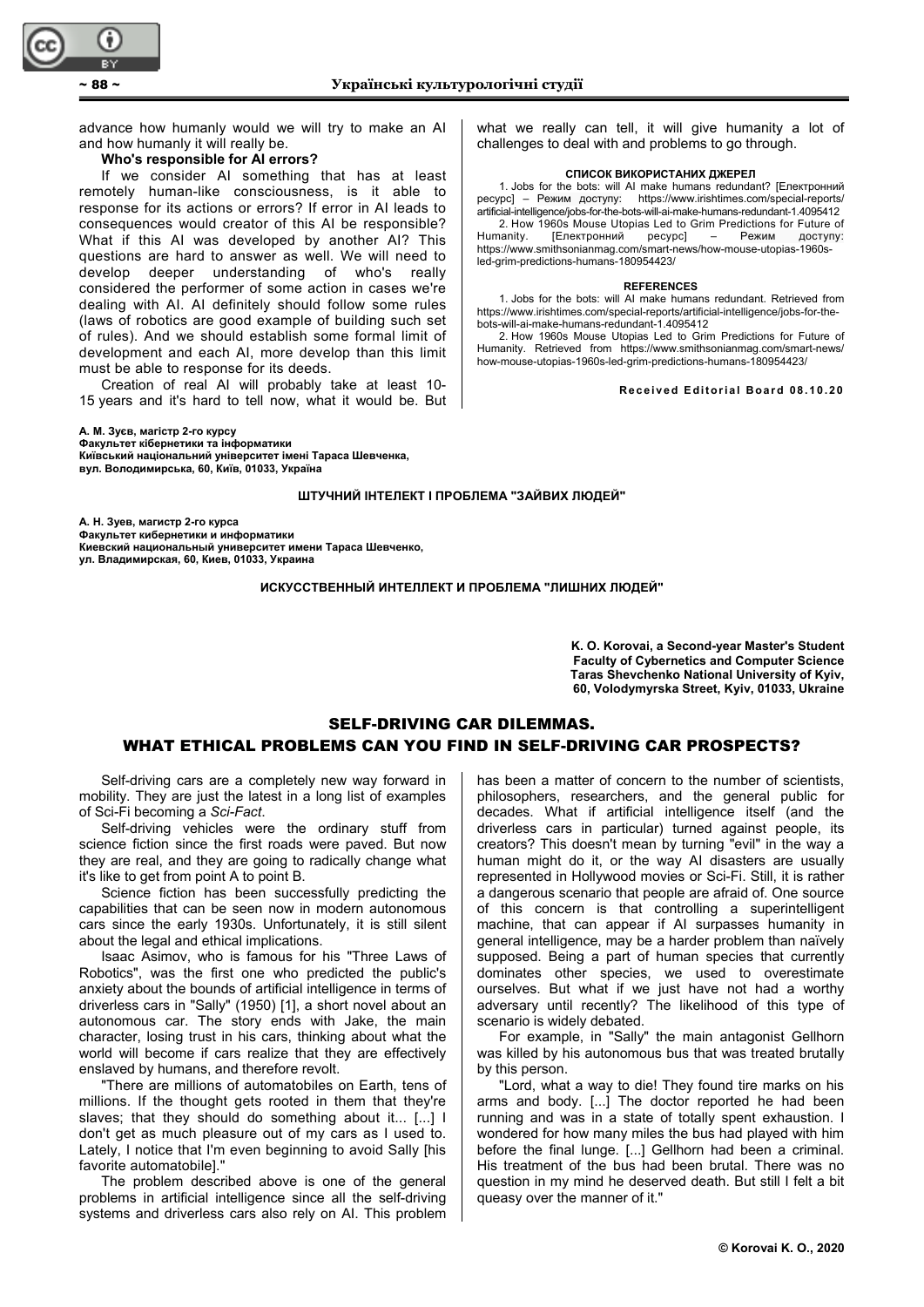advance how humanly would we will try to make an AI and how humanly it will really be.

**Who's responsible for AI errors?**

If we consider AI something that has at least remotely human-like consciousness, is it able to response for its actions or errors? If error in AI leads to consequences would creator of this AI be responsible? What if this AI was developed by another AI? This questions are hard to answer as well. We will need to develop deeper understanding of who's really considered the performer of some action in cases we're dealing with AI. AI definitely should follow some rules (laws of robotics are good example of building such set of rules). And we should establish some formal limit of development and each AI, more develop than this limit must be able to response for its deeds.

Creation of real AI will probably take at least 10-15 years and it's hard to tell now, what it would be. But what we really can tell, it will give humanity a lot of challenges to deal with and problems to go through.

**СПИСОК ВИКОРИСТАНИХ ДЖЕРЕЛ**

1. Jobs for the bots: will AI make humans redundant? [Електронний ресурс] – Режим доступу: https://www.irishtimes.com/special-reports/artificial-intelligence/jobs-for-the-bots-will-ai-make-humans-redundant-1.4095412
2. How 1960s Mouse Utopias Led to Grim Predictions for Future of Humanity. [Електронний ресурс] – Режим доступу: https://www.smithsonianmag.com/smart-news/how-mouse-utopias-1960s-led-grim-predictions-humans-180954423/

**REFERENCES**

1. Jobs for the bots: will AI make humans redundant. Retrieved from https://www.irishtimes.com/special-reports/artificial-intelligence/jobs-for-the-bots-will-ai-make-humans-redundant-1.4095412
2. How 1960s Mouse Utopias Led to Grim Predictions for Future of Humanity. Retrieved from https://www.smithsonianmag.com/smart-news/how-mouse-utopias-1960s-led-grim-predictions-humans-180954423/

**Received Editorial Board 08.10.20**

**А. М. Зуєв, магістр 2-го курсу**
**Факультет кібернетики та інформатики**
**Київський національний університет імені Тараса Шевченка,**
**вул. Володимирська, 60, Київ, 01033, Україна**

**ШТУЧНИЙ ІНТЕЛЕКТ І ПРОБЛЕМА "ЗАЙВИХ ЛЮДЕЙ"**

**А. Н. Зуев, магистр 2-го курса**
**Факультет кибернетики и информатики**
**Киевский национальний университет имени Тараса Шевченко,**
**ул. Владимирская, 60, Киев, 01033, Украина**

**ИСКУССТВЕННЫЙ ИНТЕЛЛЕКТ И ПРОБЛЕМА "ЛИШНИХ ЛЮДЕЙ"**

**K. O. Korovai, a Second-year Master's Student**
**Faculty of Cybernetics and Computer Science**
**Taras Shevchenko National University of Kyiv,**
**60, Volodymyrska Street, Kyiv, 01033, Ukraine**

## SELF-DRIVING CAR DILEMMAS. WHAT ETHICAL PROBLEMS CAN YOU FIND IN SELF-DRIVING CAR PROSPECTS?

Self-driving cars are a completely new way forward in mobility. They are just the latest in a long list of examples of Sci-Fi becoming a *Sci-Fact*.

Self-driving vehicles were the ordinary stuff from science fiction since the first roads were paved. But now they are real, and they are going to radically change what it's like to get from point A to point B.

Science fiction has been successfully predicting the capabilities that can be seen now in modern autonomous cars since the early 1930s. Unfortunately, it is still silent about the legal and ethical implications.

Isaac Asimov, who is famous for his "Three Laws of Robotics", was the first one who predicted the public's anxiety about the bounds of artificial intelligence in terms of driverless cars in "Sally" (1950) [1], a short novel about an autonomous car. The story ends with Jake, the main character, losing trust in his cars, thinking about what the world will become if cars realize that they are effectively enslaved by humans, and therefore revolt.

"There are millions of automatobiles on Earth, tens of millions. If the thought gets rooted in them that they're slaves; that they should do something about it... [...] I don't get as much pleasure out of my cars as I used to. Lately, I notice that I'm even beginning to avoid Sally [his favorite automatobile]."

The problem described above is one of the general problems in artificial intelligence since all the self-driving systems and driverless cars also rely on AI. This problem has been a matter of concern to the number of scientists, philosophers, researchers, and the general public for decades. What if artificial intelligence itself (and the driverless cars in particular) turned against people, its creators? This doesn't mean by turning "evil" in the way a human might do it, or the way AI disasters are usually represented in Hollywood movies or Sci-Fi. Still, it is rather a dangerous scenario that people are afraid of. One source of this concern is that controlling a superintelligent machine, that can appear if AI surpasses humanity in general intelligence, may be a harder problem than naïvely supposed. Being a part of human species that currently dominates other species, we used to overestimate ourselves. But what if we just have not had a worthy adversary until recently? The likelihood of this type of scenario is widely debated.

For example, in "Sally" the main antagonist Gellhorn was killed by his autonomous bus that was treated brutally by this person.

"Lord, what a way to die! They found tire marks on his arms and body. [...] The doctor reported he had been running and was in a state of totally spent exhaustion. I wondered for how many miles the bus had played with him before the final lunge. [...] Gellhorn had been a criminal. His treatment of the bus had been brutal. There was no question in my mind he deserved death. But still I felt a bit queasy over the manner of it."

© Korovai K. O., 2020